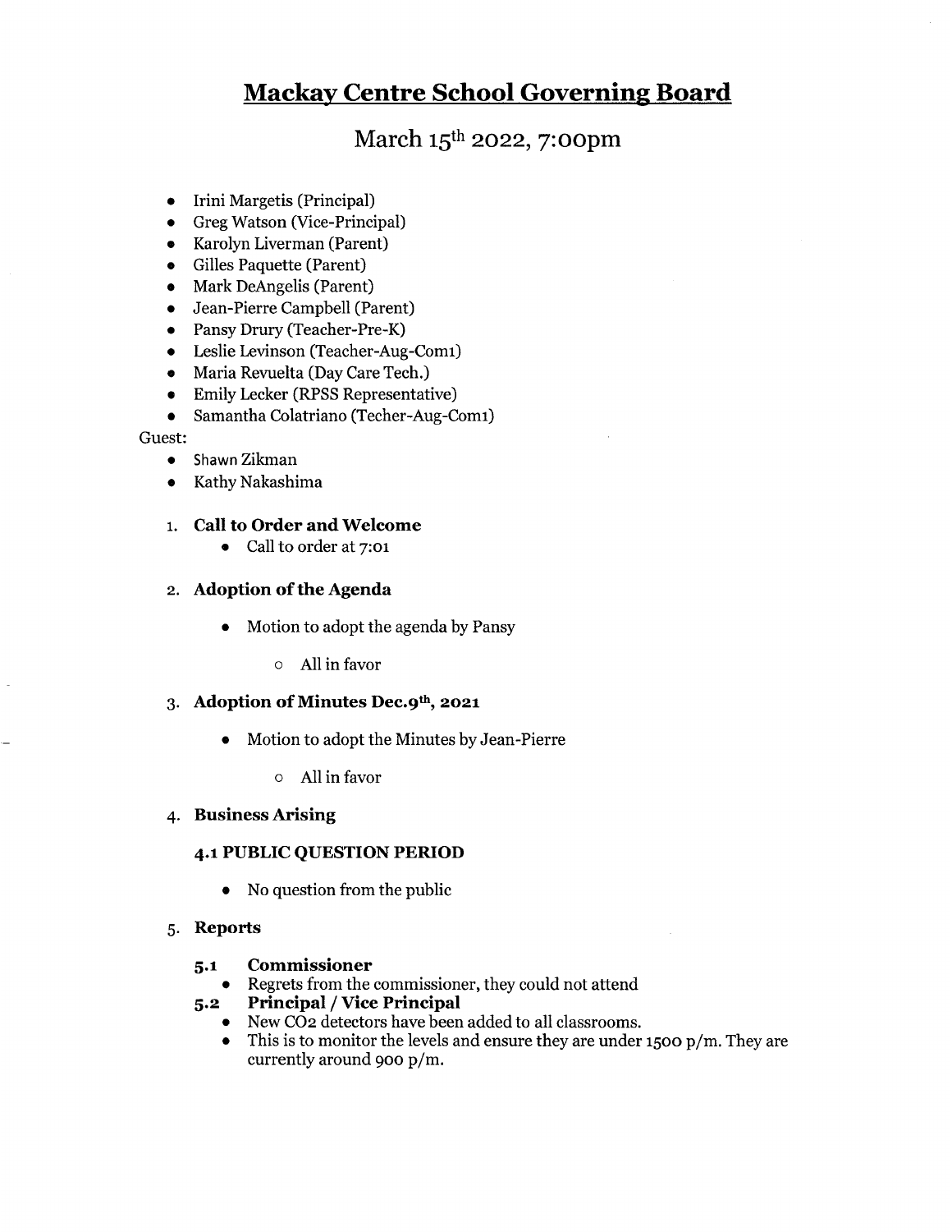# Mackay Centre School Governing Board

## March 15th 2022, 7:00pm

- Irini Margetis (Principal)
- Greg Watson (Vice-Principal)
- Karolyn Liverman (Parent)
- Gilles Paquette (Parent)
- Mark DeAngelis (Parent)
- Jean-Pierre Campbell (Parent)
- Pansy Drury (Teacher-Pre-K)
- Leslie Levinson (Teacher-Aug-Com1)
- Maria Revuelta (Day Care Tech.)
- Emily Lecker (RPSS Representative)
- Samantha Colatriano (Techer-Aug-Com1)

Guest:

- Shawn Zikman
- Kathy Nakashima

1. **Call to Order and Welcome**
   - Call to order at 7:01

2. **Adoption of the Agenda**
   - Motion to adopt the agenda by Pansy
     - All in favor

3. **Adoption of Minutes Dec.9th, 2021**
   - Motion to adopt the Minutes by Jean-Pierre
     - All in favor

4. **Business Arising**

   **4.1 PUBLIC QUESTION PERIOD**

   - No question from the public

5. **Reports**

   **5.1 Commissioner**
   - Regrets from the commissioner, they could not attend

   **5.2 Principal / Vice Principal**
   - New $CO_2$ detectors have been added to all classrooms.
   - This is to monitor the levels and ensure they are under 1500 p/m. They are currently around 900 p/m.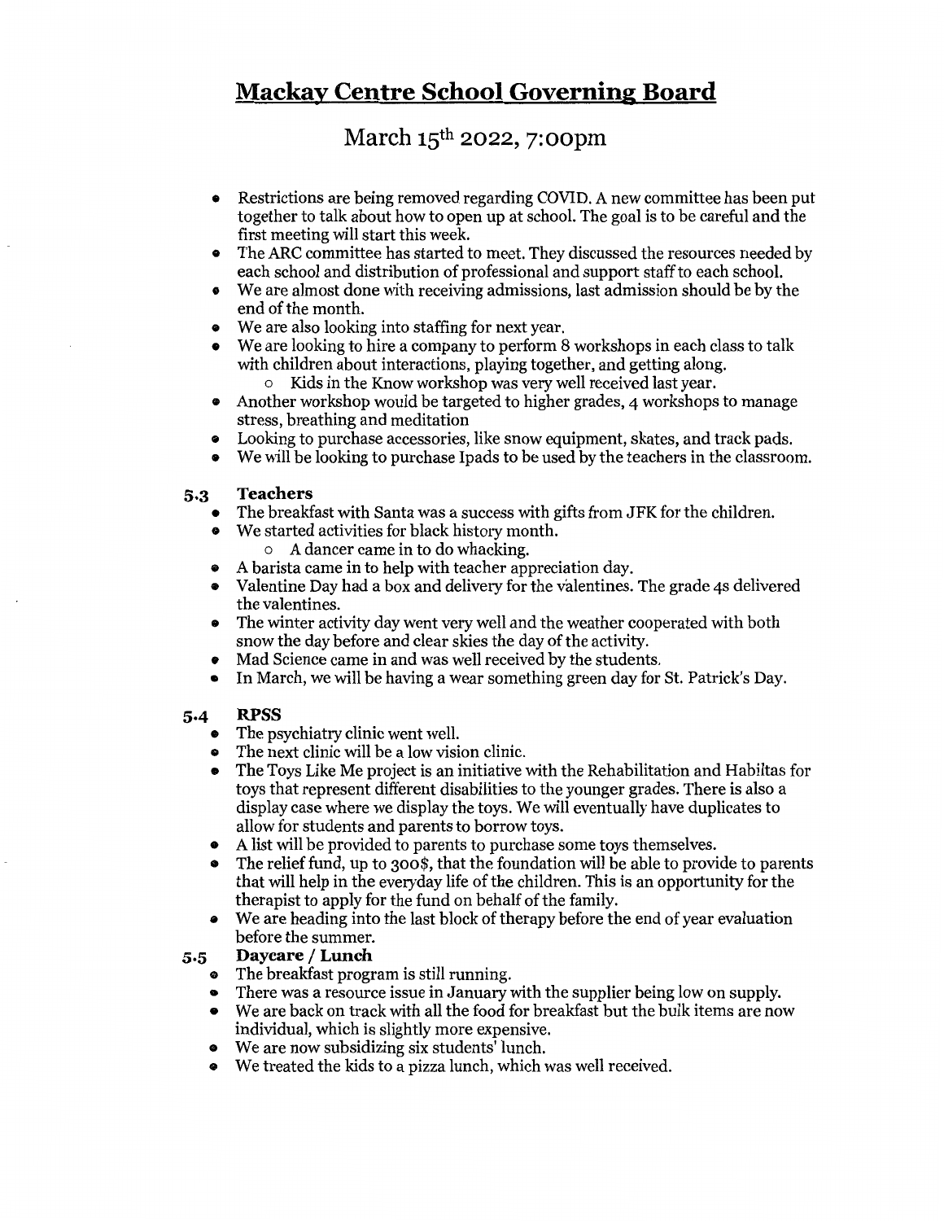# Mackay Centre School Governing Board

## March 15th 2022, 7:00pm

- Restrictions are being removed regarding COVID. A new committee has been put together to talk about how to open up at school. The goal is to be careful and the first meeting will start this week.
- The ARC committee has started to meet. They discussed the resources needed by each school and distribution of professional and support staff to each school.
- We are almost done with receiving admissions, last admission should be by the end of the month.
- We are also looking into staffing for next year.
- We are looking to hire a company to perform 8 workshops in each class to talk with children about interactions, playing together, and getting along.
  - Kids in the Know workshop was very well received last year.
- Another workshop would be targeted to higher grades, 4 workshops to manage stress, breathing and meditation
- Looking to purchase accessories, like snow equipment, skates, and track pads.
- We will be looking to purchase Ipads to be used by the teachers in the classroom.

### 5.3 Teachers

- The breakfast with Santa was a success with gifts from JFK for the children.
- We started activities for black history month.
  - A dancer came in to do whacking.
- A barista came in to help with teacher appreciation day.
- Valentine Day had a box and delivery for the valentines. The grade 4s delivered the valentines.
- The winter activity day went very well and the weather cooperated with both snow the day before and clear skies the day of the activity.
- Mad Science came in and was well received by the students.
- In March, we will be having a wear something green day for St. Patrick's Day.

### 5.4 RPSS

- The psychiatry clinic went well.
- The next clinic will be a low vision clinic.
- The Toys Like Me project is an initiative with the Rehabilitation and Habiltas for toys that represent different disabilities to the younger grades. There is also a display case where we display the toys. We will eventually have duplicates to allow for students and parents to borrow toys.
- A list will be provided to parents to purchase some toys themselves.
- The relief fund, up to 300$, that the foundation will be able to provide to parents that will help in the everyday life of the children. This is an opportunity for the therapist to apply for the fund on behalf of the family.
- We are heading into the last block of therapy before the end of year evaluation before the summer.

### 5.5 Daycare / Lunch

- The breakfast program is still running.
- There was a resource issue in January with the supplier being low on supply.
- We are back on track with all the food for breakfast but the bulk items are now individual, which is slightly more expensive.
- We are now subsidizing six students' lunch.
- We treated the kids to a pizza lunch, which was well received.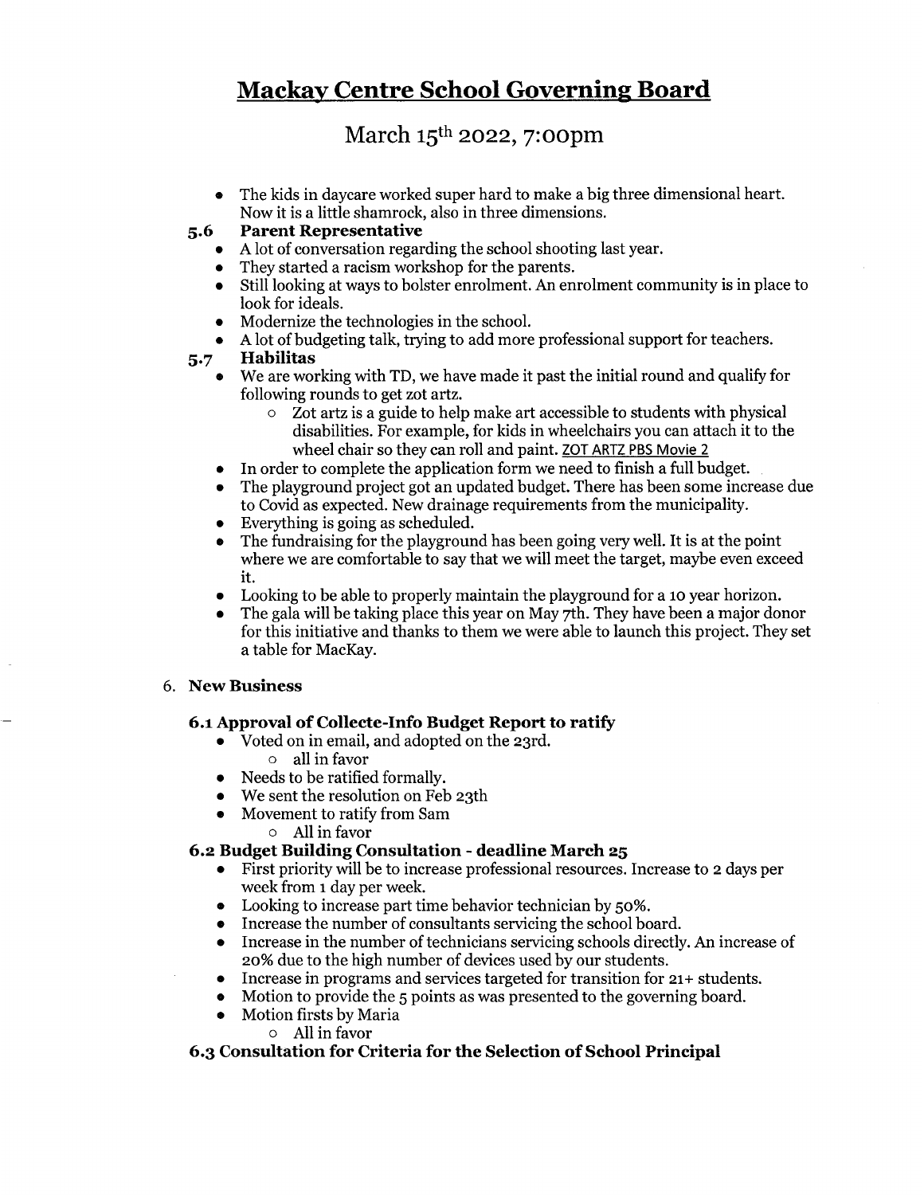# Mackay Centre School Governing Board

## March 15th 2022, 7:00pm

- The kids in daycare worked super hard to make a big three dimensional heart. Now it is a little shamrock, also in three dimensions.

### 5.6 Parent Representative

- A lot of conversation regarding the school shooting last year.
- They started a racism workshop for the parents.
- Still looking at ways to bolster enrolment. An enrolment community is in place to look for ideals.
- Modernize the technologies in the school.
- A lot of budgeting talk, trying to add more professional support for teachers.

### 5.7 Habilitas

- We are working with TD, we have made it past the initial round and qualify for following rounds to get zot artz.
  - Zot artz is a guide to help make art accessible to students with physical disabilities. For example, for kids in wheelchairs you can attach it to the wheel chair so they can roll and paint. ZOT ARTZ PBS Movie 2
- In order to complete the application form we need to finish a full budget.
- The playground project got an updated budget. There has been some increase due to Covid as expected. New drainage requirements from the municipality.
- Everything is going as scheduled.
- The fundraising for the playground has been going very well. It is at the point where we are comfortable to say that we will meet the target, maybe even exceed it.
- Looking to be able to properly maintain the playground for a 10 year horizon.
- The gala will be taking place this year on May 7th. They have been a major donor for this initiative and thanks to them we were able to launch this project. They set a table for MacKay.

## 6. New Business

### 6.1 Approval of Collecte-Info Budget Report to ratify

- Voted on in email, and adopted on the 23rd.
  - all in favor
- Needs to be ratified formally.
- We sent the resolution on Feb 23th
- Movement to ratify from Sam
  - All in favor

### 6.2 Budget Building Consultation - deadline March 25

- First priority will be to increase professional resources. Increase to 2 days per week from 1 day per week.
- Looking to increase part time behavior technician by 50%.
- Increase the number of consultants servicing the school board.
- Increase in the number of technicians servicing schools directly. An increase of 20% due to the high number of devices used by our students.
- Increase in programs and services targeted for transition for 21+ students.
- Motion to provide the 5 points as was presented to the governing board.
- Motion firsts by Maria
  - All in favor

### 6.3 Consultation for Criteria for the Selection of School Principal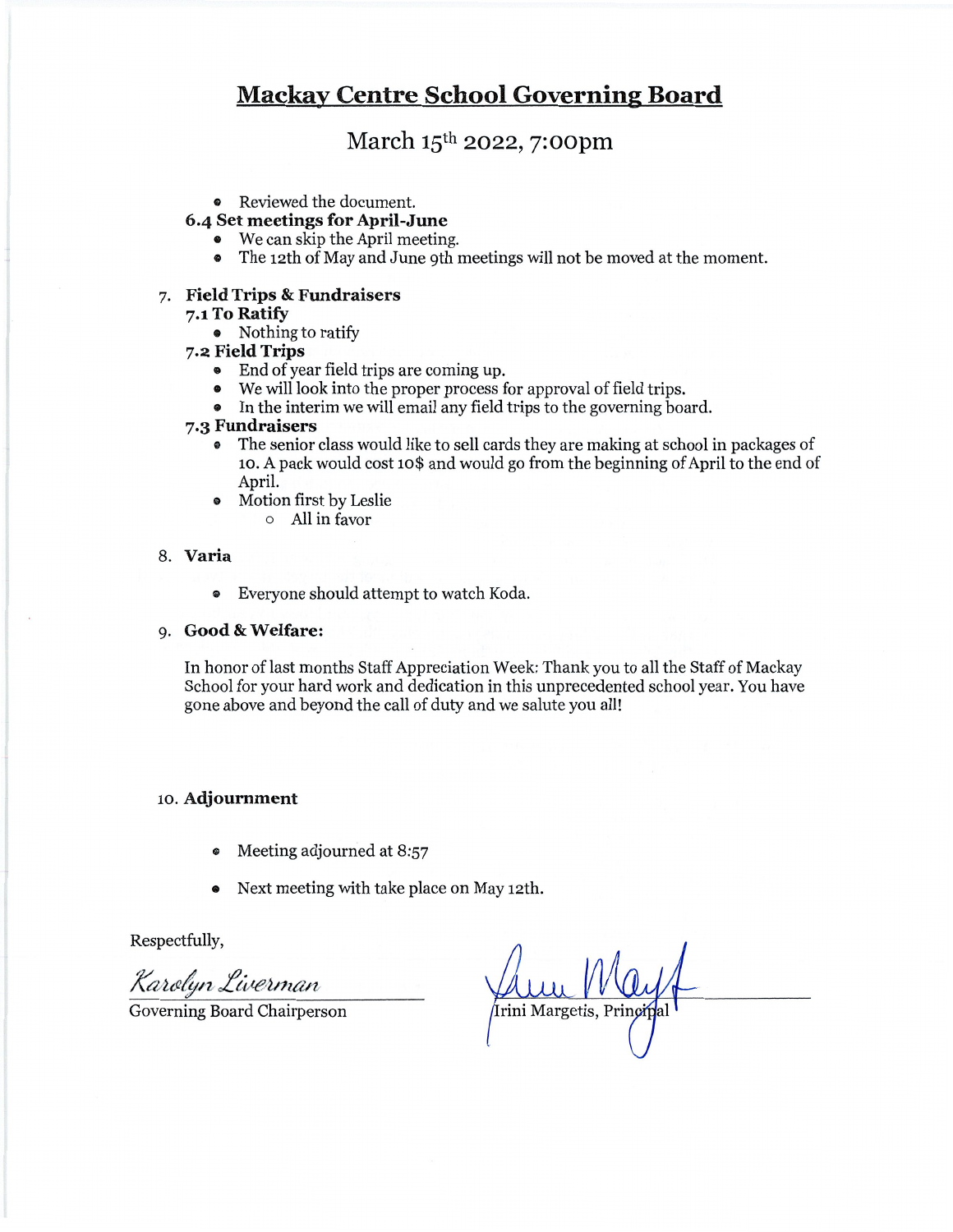# Mackay Centre School Governing Board

## March 15th 2022, 7:00pm

- Reviewed the document.

**6.4 Set meetings for April-June**

- We can skip the April meeting.
- The 12th of May and June 9th meetings will not be moved at the moment.

7. **Field Trips & Fundraisers**

**7.1 To Ratify**

- Nothing to ratify

**7.2 Field Trips**

- End of year field trips are coming up.
- We will look into the proper process for approval of field trips.
- In the interim we will email any field trips to the governing board.

**7.3 Fundraisers**

- The senior class would like to sell cards they are making at school in packages of 10. A pack would cost 10$ and would go from the beginning of April to the end of April.
- Motion first by Leslie
    - All in favor

8. **Varia**

- Everyone should attempt to watch Koda.

9. **Good & Welfare:**

In honor of last months Staff Appreciation Week: Thank you to all the Staff of Mackay School for your hard work and dedication in this unprecedented school year. You have gone above and beyond the call of duty and we salute you all!

10. **Adjournment**

- Meeting adjourned at 8:57
- Next meeting with take place on May 12th.

Respectfully,

*Karolyn Liverman*
Governing Board Chairperson

Irini Margetis, Principal